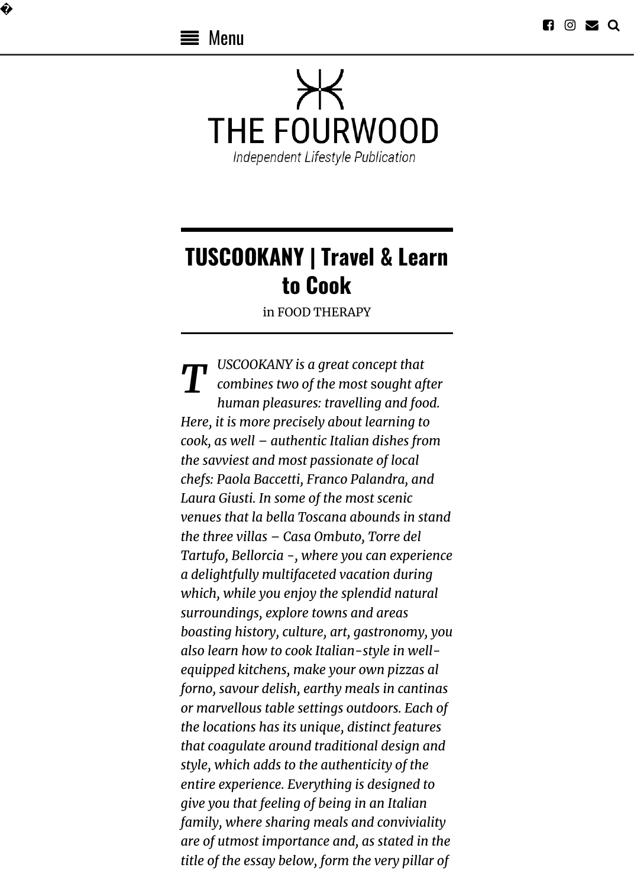# THE FOURWOOD

*Independent Lifestyle Publication*

## TUSCOOKANY | Travel & Learn to Cook

in FOOD THERAPY

*TUSCOOKANY is a great concept that combines two of the most sought after human pleasures: travelling and food. Here, it is more precisely about learning to cook, as well – authentic Italian dishes from the savviest and most passionate of local chefs: Paola Baccetti, Franco Palandra, and Laura Giusti. In some of the most scenic venues that la bella Toscana abounds in stand the three villas – Casa Ombuto, Torre del Tartufo, Bellorcia -, where you can experience a delightfully multifaceted vacation during which, while you enjoy the splendid natural surroundings, explore towns and areas boasting history, culture, art, gastronomy, you also learn how to cook Italian-style in well-equipped kitchens, make your own pizzas al forno, savour delish, earthy meals in cantinas or marvellous table settings outdoors. Each of the locations has its unique, distinct features that coagulate around traditional design and style, which adds to the authenticity of the entire experience. Everything is designed to give you that feeling of being in an Italian family, where sharing meals and conviviality are of utmost importance and, as stated in the title of the essay below, form the very pillar of*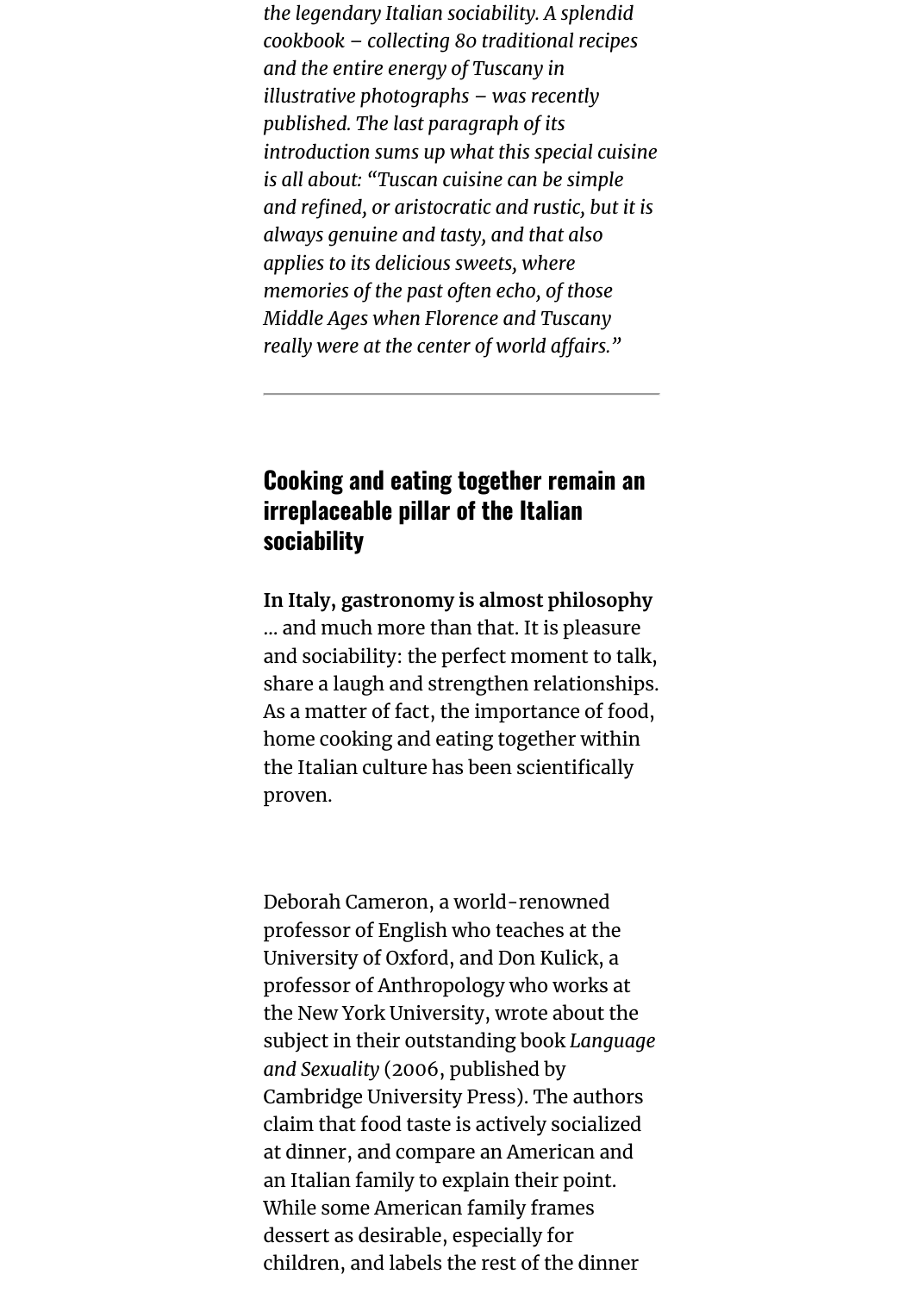*the legendary Italian sociability. A splendid cookbook – collecting 80 traditional recipes and the entire energy of Tuscany in illustrative photographs – was recently published. The last paragraph of its introduction sums up what this special cuisine is all about: "Tuscan cuisine can be simple and refined, or aristocratic and rustic, but it is always genuine and tasty, and that also applies to its delicious sweets, where memories of the past often echo, of those Middle Ages when Florence and Tuscany really were at the center of world affairs."*

---

## Cooking and eating together remain an irreplaceable pillar of the Italian sociability

**In Italy, gastronomy is almost philosophy** ... and much more than that. It is pleasure and sociability: the perfect moment to talk, share a laugh and strengthen relationships. As a matter of fact, the importance of food, home cooking and eating together within the Italian culture has been scientifically proven.

Deborah Cameron, a world-renowned professor of English who teaches at the University of Oxford, and Don Kulick, a professor of Anthropology who works at the New York University, wrote about the subject in their outstanding book *Language and Sexuality* (2006, published by Cambridge University Press). The authors claim that food taste is actively socialized at dinner, and compare an American and an Italian family to explain their point. While some American family frames dessert as desirable, especially for children, and labels the rest of the dinner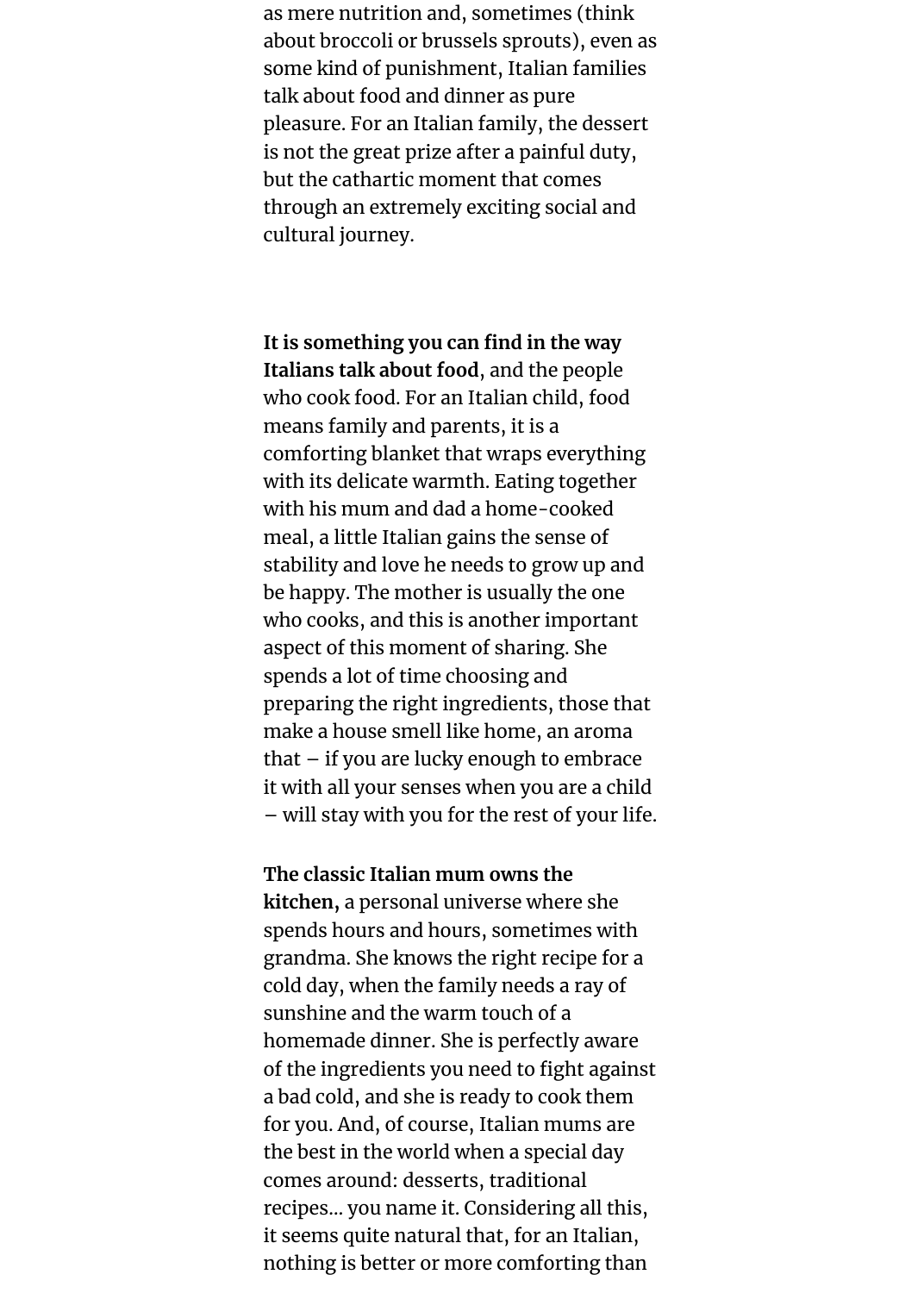as mere nutrition and, sometimes (think about broccoli or brussels sprouts), even as some kind of punishment, Italian families talk about food and dinner as pure pleasure. For an Italian family, the dessert is not the great prize after a painful duty, but the cathartic moment that comes through an extremely exciting social and cultural journey.

**It is something you can find in the way Italians talk about food**, and the people who cook food. For an Italian child, food means family and parents, it is a comforting blanket that wraps everything with its delicate warmth. Eating together with his mum and dad a home-cooked meal, a little Italian gains the sense of stability and love he needs to grow up and be happy. The mother is usually the one who cooks, and this is another important aspect of this moment of sharing. She spends a lot of time choosing and preparing the right ingredients, those that make a house smell like home, an aroma that – if you are lucky enough to embrace it with all your senses when you are a child – will stay with you for the rest of your life.

**The classic Italian mum owns the kitchen,** a personal universe where she spends hours and hours, sometimes with grandma. She knows the right recipe for a cold day, when the family needs a ray of sunshine and the warm touch of a homemade dinner. She is perfectly aware of the ingredients you need to fight against a bad cold, and she is ready to cook them for you. And, of course, Italian mums are the best in the world when a special day comes around: desserts, traditional recipes… you name it. Considering all this, it seems quite natural that, for an Italian, nothing is better or more comforting than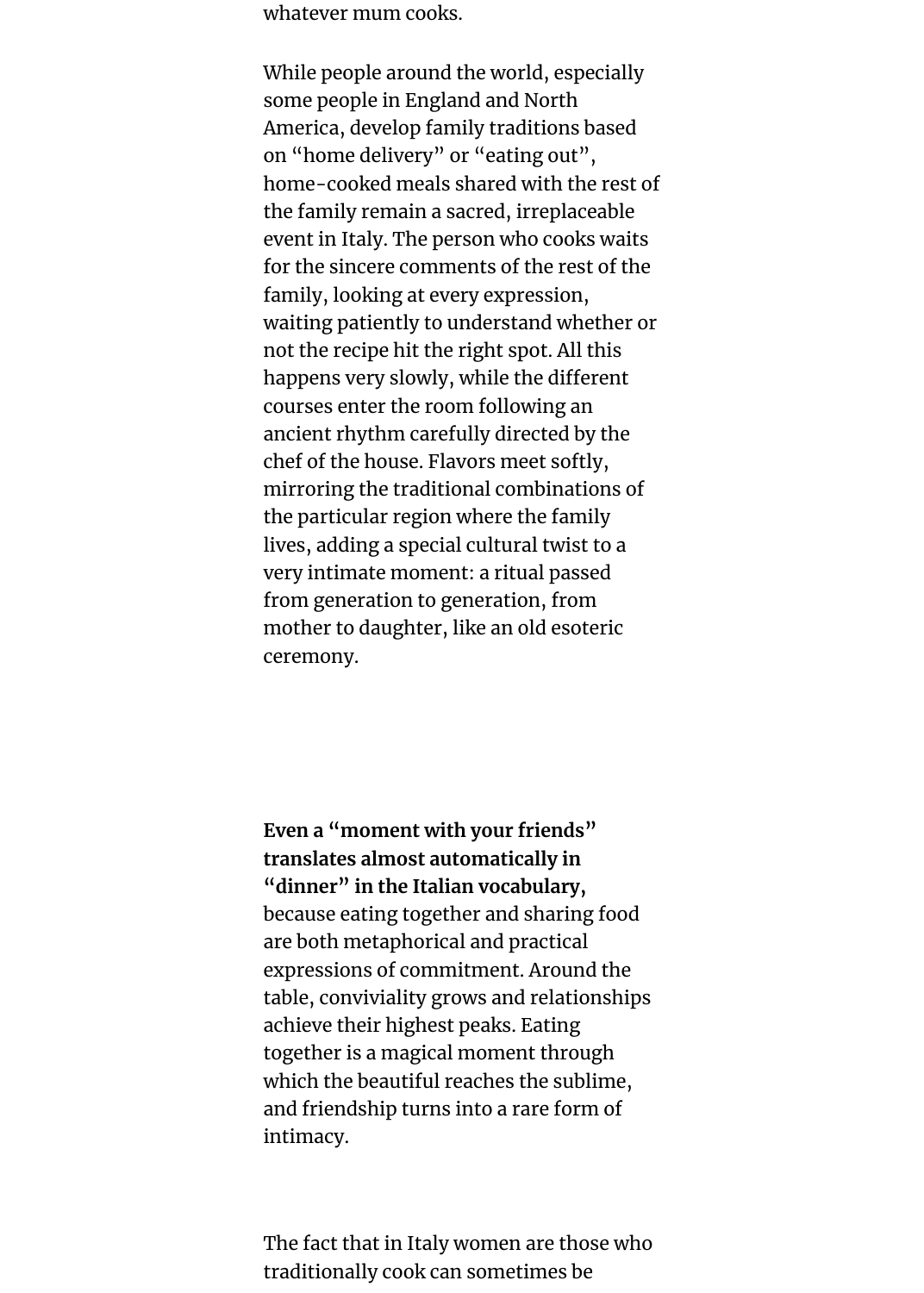whatever mum cooks.

While people around the world, especially some people in England and North America, develop family traditions based on "home delivery" or "eating out", home-cooked meals shared with the rest of the family remain a sacred, irreplaceable event in Italy. The person who cooks waits for the sincere comments of the rest of the family, looking at every expression, waiting patiently to understand whether or not the recipe hit the right spot. All this happens very slowly, while the different courses enter the room following an ancient rhythm carefully directed by the chef of the house. Flavors meet softly, mirroring the traditional combinations of the particular region where the family lives, adding a special cultural twist to a very intimate moment: a ritual passed from generation to generation, from mother to daughter, like an old esoteric ceremony.

**Even a "moment with your friends" translates almost automatically in "dinner" in the Italian vocabulary,** because eating together and sharing food are both metaphorical and practical expressions of commitment. Around the table, conviviality grows and relationships achieve their highest peaks. Eating together is a magical moment through which the beautiful reaches the sublime, and friendship turns into a rare form of intimacy.

The fact that in Italy women are those who traditionally cook can sometimes be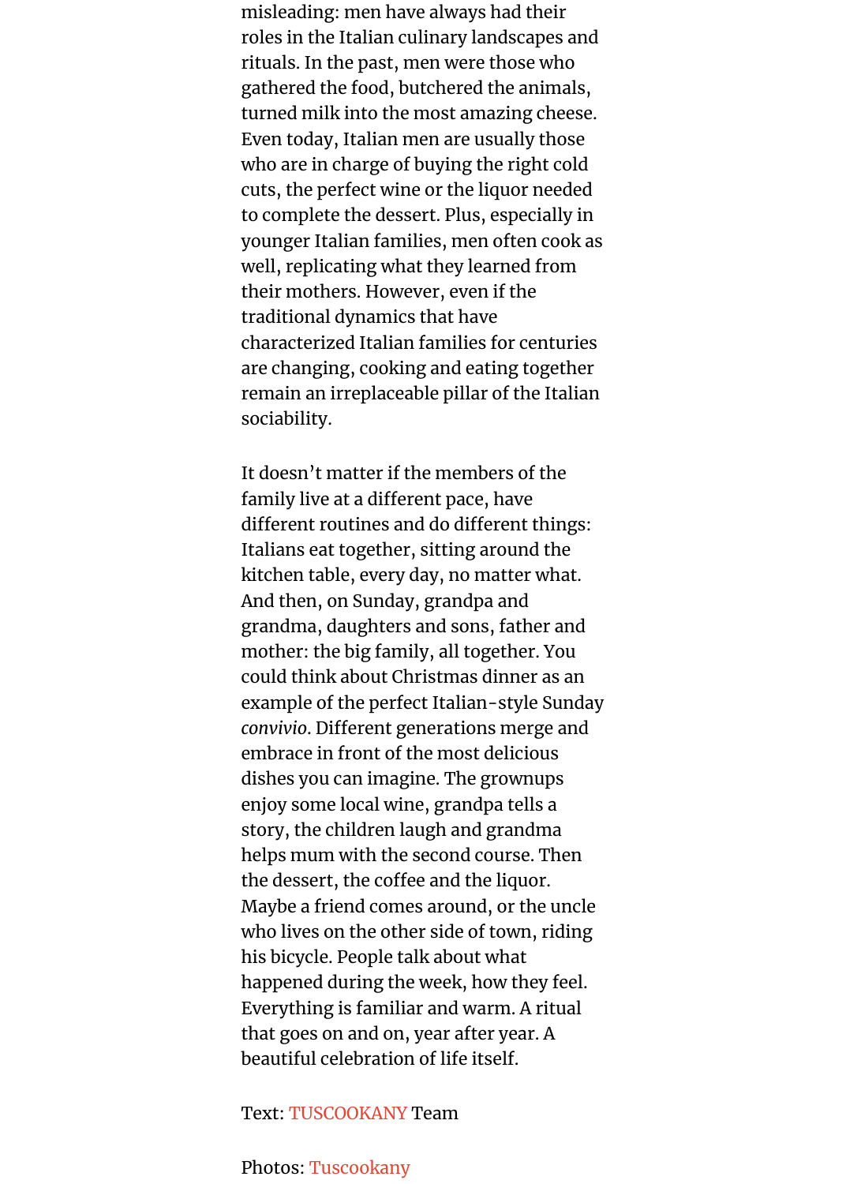misleading: men have always had their roles in the Italian culinary landscapes and rituals. In the past, men were those who gathered the food, butchered the animals, turned milk into the most amazing cheese. Even today, Italian men are usually those who are in charge of buying the right cold cuts, the perfect wine or the liquor needed to complete the dessert. Plus, especially in younger Italian families, men often cook as well, replicating what they learned from their mothers. However, even if the traditional dynamics that have characterized Italian families for centuries are changing, cooking and eating together remain an irreplaceable pillar of the Italian sociability.

It doesn't matter if the members of the family live at a different pace, have different routines and do different things: Italians eat together, sitting around the kitchen table, every day, no matter what. And then, on Sunday, grandpa and grandma, daughters and sons, father and mother: the big family, all together. You could think about Christmas dinner as an example of the perfect Italian-style Sunday *convivio*. Different generations merge and embrace in front of the most delicious dishes you can imagine. The grownups enjoy some local wine, grandpa tells a story, the children laugh and grandma helps mum with the second course. Then the dessert, the coffee and the liquor. Maybe a friend comes around, or the uncle who lives on the other side of town, riding his bicycle. People talk about what happened during the week, how they feel. Everything is familiar and warm. A ritual that goes on and on, year after year. A beautiful celebration of life itself.

Text: TUSCOOKANY Team

Photos: Tuscookany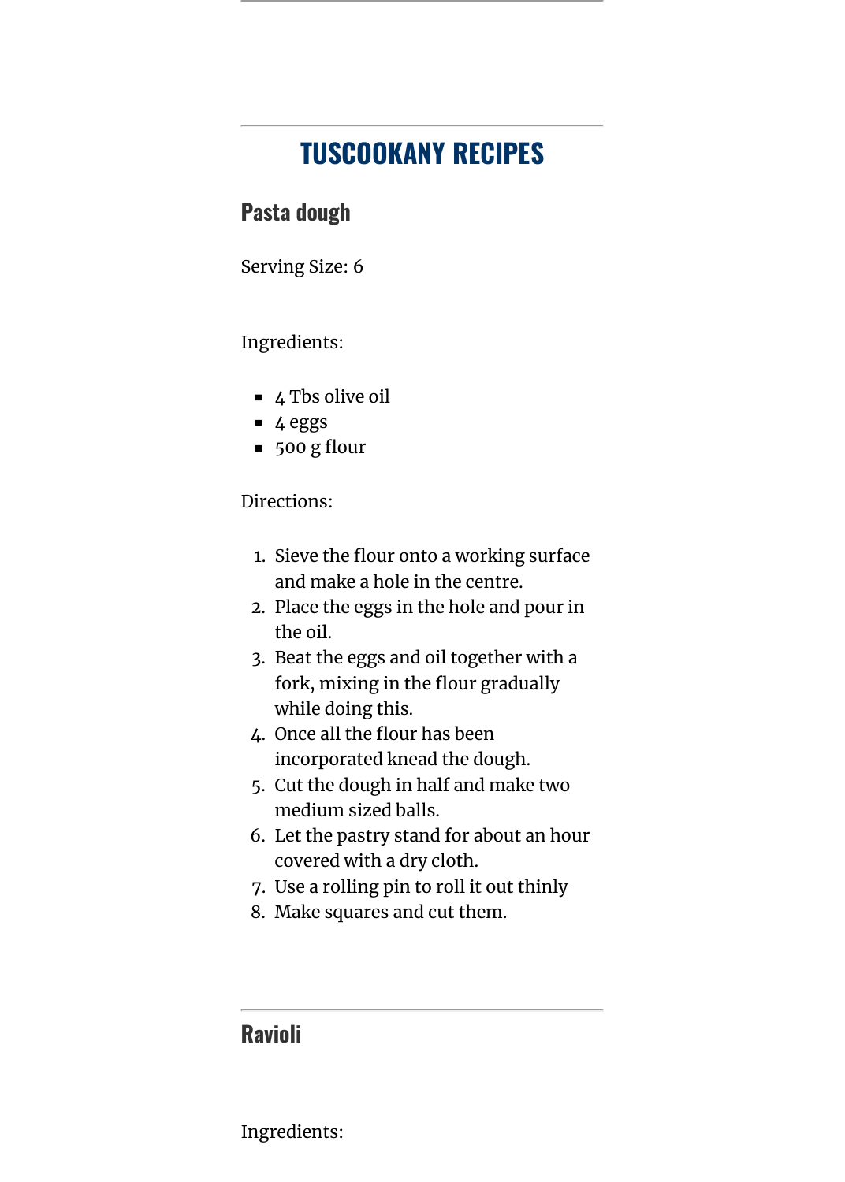# TUSCOOKANY RECIPES

## Pasta dough

Serving Size: 6

Ingredients:

- 4 Tbs olive oil
- 4 eggs
- 500 g flour

Directions:

1. Sieve the flour onto a working surface and make a hole in the centre.
2. Place the eggs in the hole and pour in the oil.
3. Beat the eggs and oil together with a fork, mixing in the flour gradually while doing this.
4. Once all the flour has been incorporated knead the dough.
5. Cut the dough in half and make two medium sized balls.
6. Let the pastry stand for about an hour covered with a dry cloth.
7. Use a rolling pin to roll it out thinly
8. Make squares and cut them.

---

## Ravioli

Ingredients: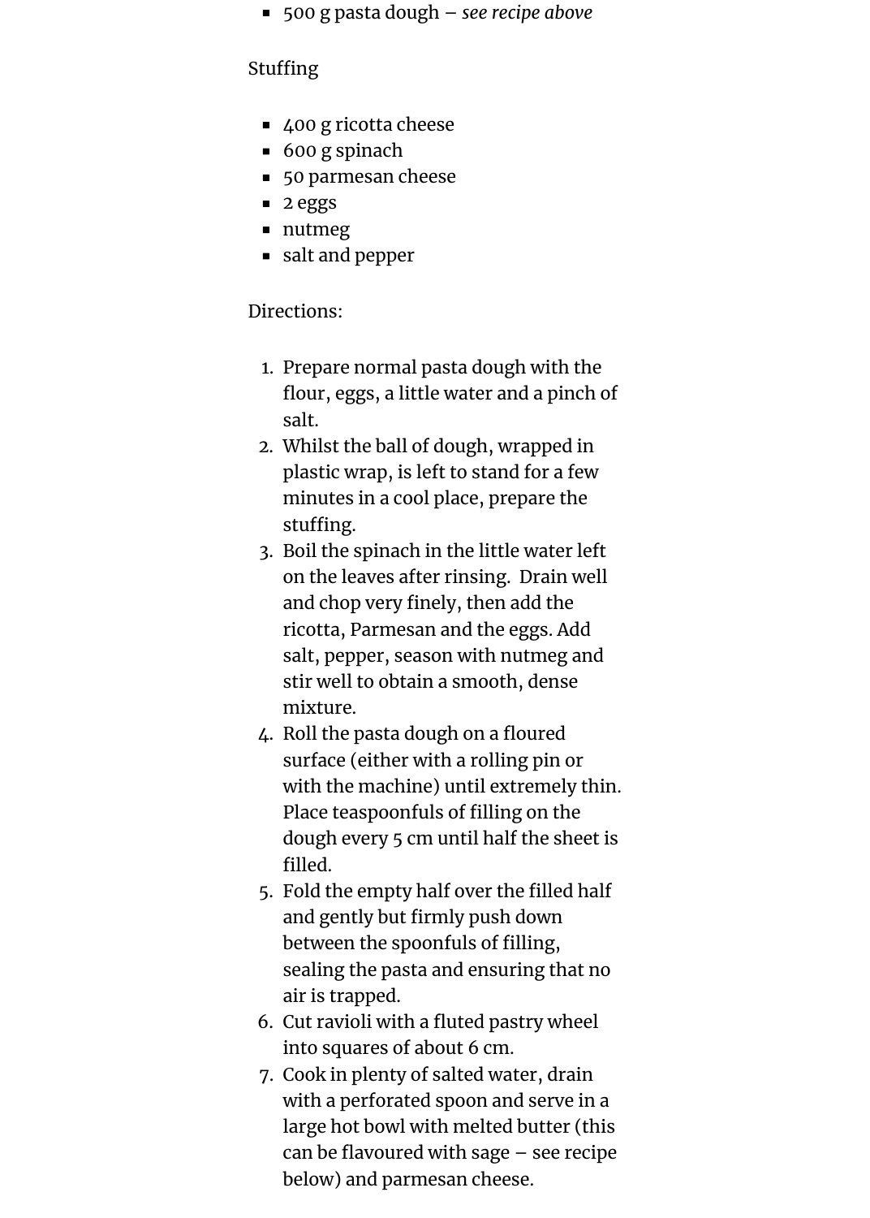- 500 g pasta dough – *see recipe above*

Stuffing

- 400 g ricotta cheese
- 600 g spinach
- 50 parmesan cheese
- 2 eggs
- nutmeg
- salt and pepper

Directions:

1. Prepare normal pasta dough with the flour, eggs, a little water and a pinch of salt.
2. Whilst the ball of dough, wrapped in plastic wrap, is left to stand for a few minutes in a cool place, prepare the stuffing.
3. Boil the spinach in the little water left on the leaves after rinsing. Drain well and chop very finely, then add the ricotta, Parmesan and the eggs. Add salt, pepper, season with nutmeg and stir well to obtain a smooth, dense mixture.
4. Roll the pasta dough on a floured surface (either with a rolling pin or with the machine) until extremely thin. Place teaspoonfuls of filling on the dough every 5 cm until half the sheet is filled.
5. Fold the empty half over the filled half and gently but firmly push down between the spoonfuls of filling, sealing the pasta and ensuring that no air is trapped.
6. Cut ravioli with a fluted pastry wheel into squares of about 6 cm.
7. Cook in plenty of salted water, drain with a perforated spoon and serve in a large hot bowl with melted butter (this can be flavoured with sage – see recipe below) and parmesan cheese.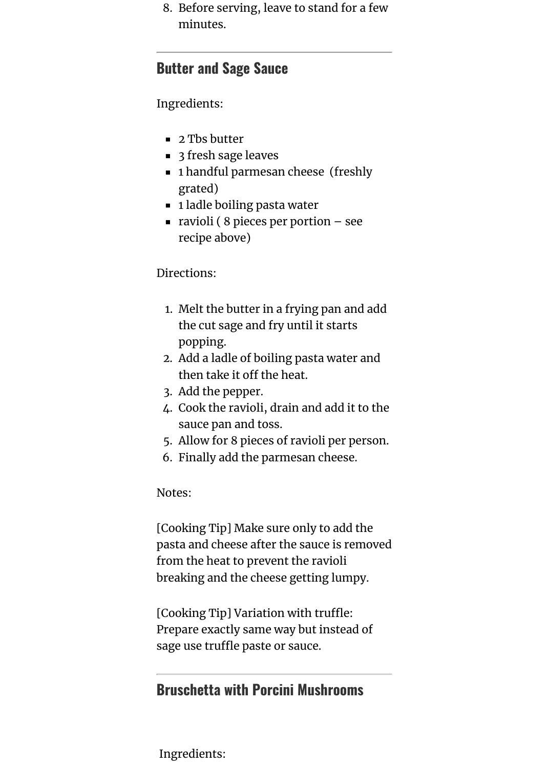8. Before serving, leave to stand for a few minutes.

---

## Butter and Sage Sauce

Ingredients:

- 2 Tbs butter
- 3 fresh sage leaves
- 1 handful parmesan cheese (freshly grated)
- 1 ladle boiling pasta water
- ravioli ( 8 pieces per portion – see recipe above)

Directions:

1. Melt the butter in a frying pan and add the cut sage and fry until it starts popping.
2. Add a ladle of boiling pasta water and then take it off the heat.
3. Add the pepper.
4. Cook the ravioli, drain and add it to the sauce pan and toss.
5. Allow for 8 pieces of ravioli per person.
6. Finally add the parmesan cheese.

Notes:

[Cooking Tip] Make sure only to add the pasta and cheese after the sauce is removed from the heat to prevent the ravioli breaking and the cheese getting lumpy.

[Cooking Tip] Variation with truffle: Prepare exactly same way but instead of sage use truffle paste or sauce.

---

## Bruschetta with Porcini Mushrooms

Ingredients: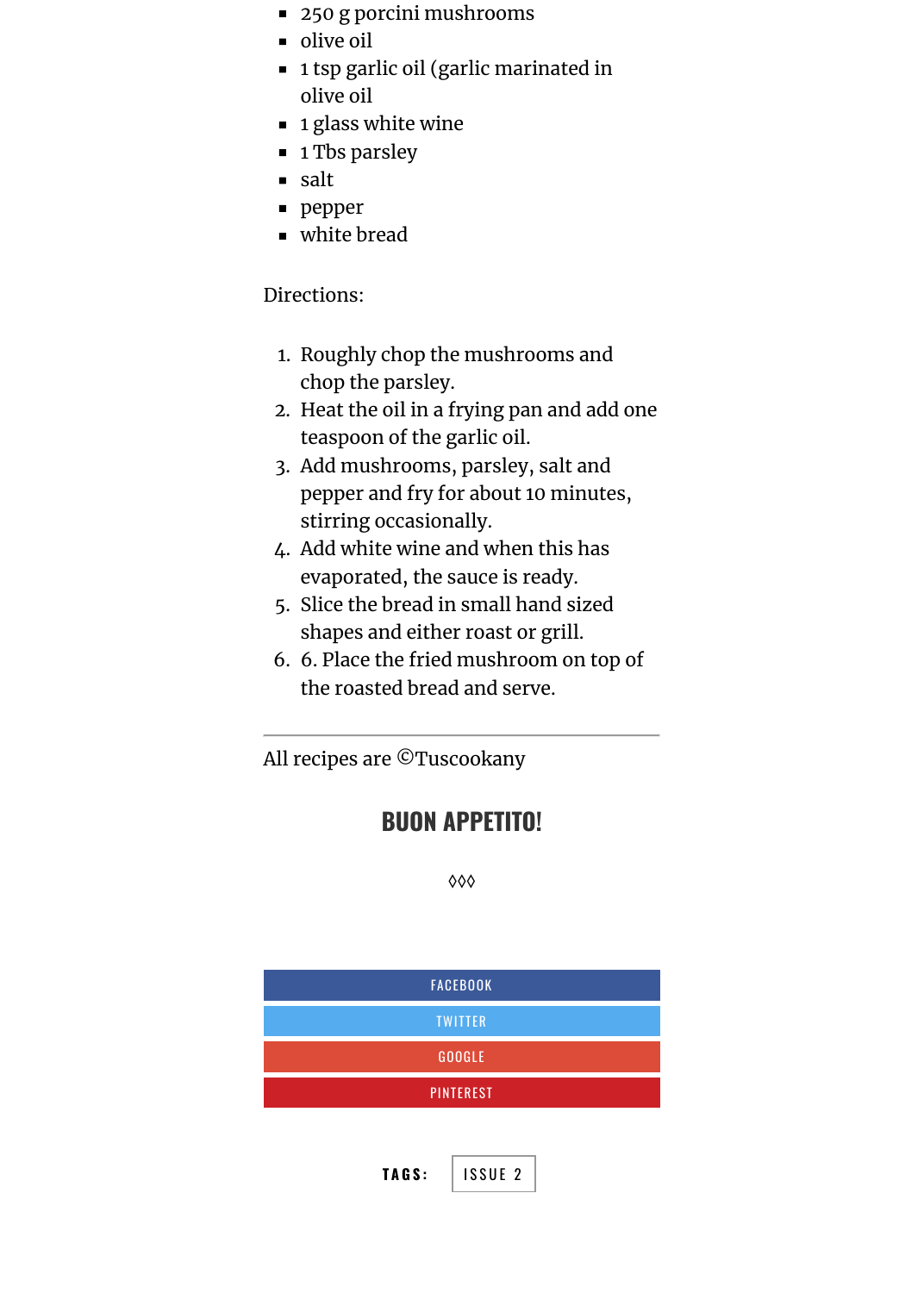- 250 g porcini mushrooms
- olive oil
- 1 tsp garlic oil (garlic marinated in olive oil
- 1 glass white wine
- 1 Tbs parsley
- salt
- pepper
- white bread

Directions:

1. Roughly chop the mushrooms and chop the parsley.
2. Heat the oil in a frying pan and add one teaspoon of the garlic oil.
3. Add mushrooms, parsley, salt and pepper and fry for about 10 minutes, stirring occasionally.
4. Add white wine and when this has evaporated, the sauce is ready.
5. Slice the bread in small hand sized shapes and either roast or grill.
6. 6. Place the fried mushroom on top of the roasted bread and serve.

---

All recipes are ©Tuscookany

## BUON APPETITO!

◊◊◊

FACEBOOK

TWITTER

GOOGLE

PINTEREST

**TAGS:** ISSUE 2